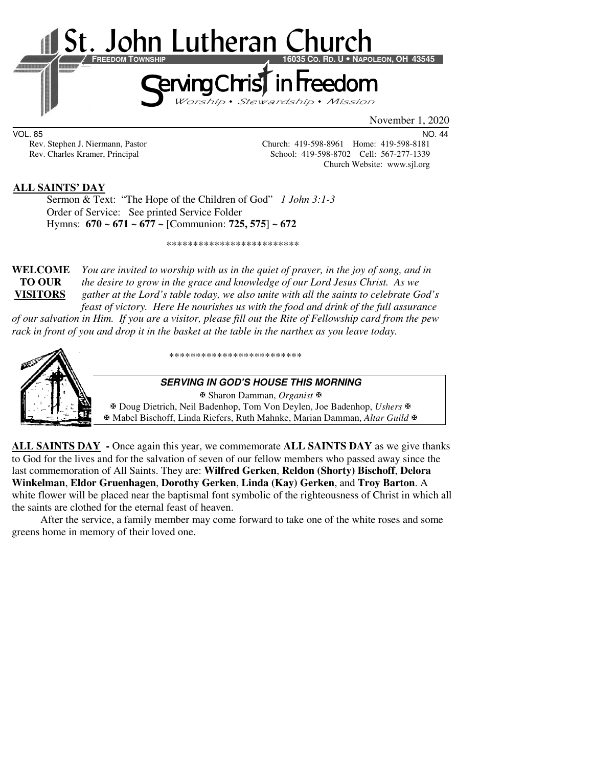# St. John Lutheran Church

FREEDOM TOWNSHIP 16035 CO. RD. U • NAPOLEON, OH 43545

## Serving Christ in Freedom

*Worship • Stewardship • Mission*

November 1, 2020

VOL. 85 NO. 44

Rev. Stephen J. Niermann, Pastor — Church: 419-598-8961 Home: 419-598-8181

Rev. Charles Kramer, Principal — School: 419-598-8702 Cell: 567-277-1339

Church Website: www.sjl.org

**ALL SAINTS' DAY**

Sermon & Text: "The Hope of the Children of God" *1 John 3:1-3*

Order of Service: See printed Service Folder

Hymns: **670 ~ 671 ~ 677 ~** [Communion: **725, 575**] **~ 672**

\*\*\*\*\*\*\*\*\*\*\*\*\*\*\*\*\*\*\*\*\*\*\*\*\*

**WELCOME TO OUR VISITORS** *You are invited to worship with us in the quiet of prayer, in the joy of song, and in the desire to grow in the grace and knowledge of our Lord Jesus Christ. As we gather at the Lord's table today, we also unite with all the saints to celebrate God's feast of victory. Here He nourishes us with the food and drink of the full assurance of our salvation in Him. If you are a visitor, please fill out the Rite of Fellowship card from the pew rack in front of you and drop it in the basket at the table in the narthex as you leave today.*

\*\*\*\*\*\*\*\*\*\*\*\*\*\*\*\*\*\*\*\*\*\*\*\*\*

***SERVING IN GOD'S HOUSE THIS MORNING***

✠ Sharon Damman, *Organist* ✠

✠ Doug Dietrich, Neil Badenhop, Tom Von Deylen, Joe Badenhop, *Ushers* ✠

✠ Mabel Bischoff, Linda Riefers, Ruth Mahnke, Marian Damman, *Altar Guild* ✠

**ALL SAINTS DAY** - Once again this year, we commemorate **ALL SAINTS DAY** as we give thanks to God for the lives and for the salvation of seven of our fellow members who passed away since the last commemoration of All Saints. They are: **Wilfred Gerken**, **Reldon (Shorty) Bischoff**, **Delora Winkelman**, **Eldor Gruenhagen**, **Dorothy Gerken**, **Linda (Kay) Gerken**, and **Troy Barton**. A white flower will be placed near the baptismal font symbolic of the righteousness of Christ in which all the saints are clothed for the eternal feast of heaven.

After the service, a family member may come forward to take one of the white roses and some greens home in memory of their loved one.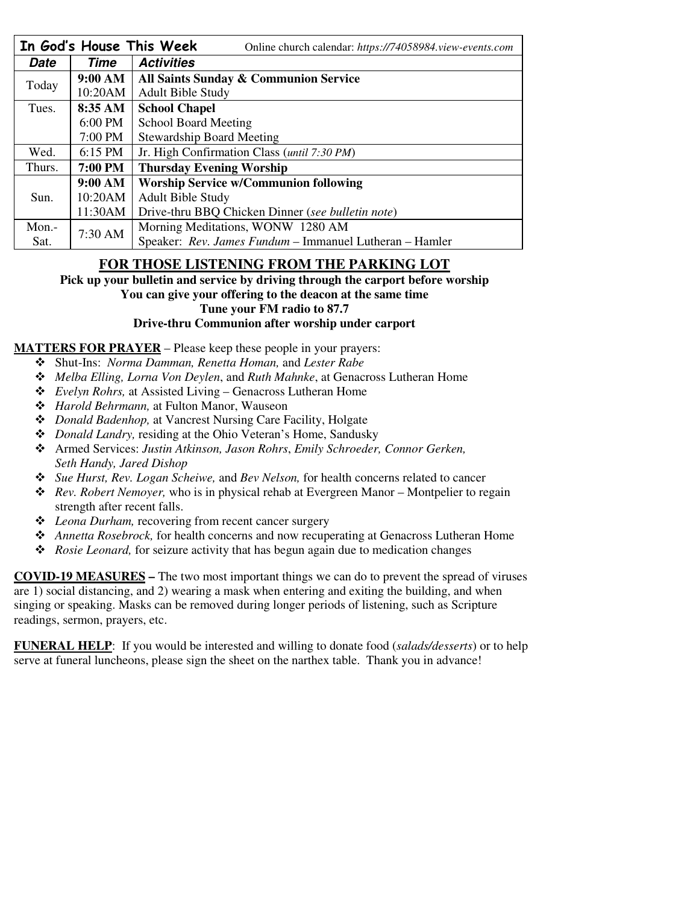| **In God's House This Week** | | Online church calendar: *https://74058984.view-events.com* |
|---|---|---|
| ***Date*** | ***Time*** | ***Activities*** |
| Today | **9:00 AM** | **All Saints Sunday & Communion Service** |
| | 10:20AM | Adult Bible Study |
| Tues. | **8:35 AM** | **School Chapel** |
| | 6:00 PM | School Board Meeting |
| | 7:00 PM | Stewardship Board Meeting |
| Wed. | 6:15 PM | Jr. High Confirmation Class (*until 7:30 PM*) |
| Thurs. | **7:00 PM** | **Thursday Evening Worship** |
| Sun. | **9:00 AM** | **Worship Service w/Communion following** |
| | 10:20AM | Adult Bible Study |
| | 11:30AM | Drive-thru BBQ Chicken Dinner (*see bulletin note*) |
| Mon.-Sat. | 7:30 AM | Morning Meditations, WONW 1280 AM |
| | | Speaker: *Rev. James Fundum* – Immanuel Lutheran – Hamler |

## FOR THOSE LISTENING FROM THE PARKING LOT

**Pick up your bulletin and service by driving through the carport before worship**
**You can give your offering to the deacon at the same time**
**Tune your FM radio to 87.7**
**Drive-thru Communion after worship under carport**

**MATTERS FOR PRAYER** – Please keep these people in your prayers:

- Shut-Ins: *Norma Damman, Renetta Homan,* and *Lester Rabe*
- *Melba Elling, Lorna Von Deylen*, and *Ruth Mahnke*, at Genacross Lutheran Home
- *Evelyn Rohrs,* at Assisted Living – Genacross Lutheran Home
- *Harold Behrmann,* at Fulton Manor, Wauseon
- *Donald Badenhop,* at Vancrest Nursing Care Facility, Holgate
- *Donald Landry,* residing at the Ohio Veteran's Home, Sandusky
- Armed Services: *Justin Atkinson, Jason Rohrs*, *Emily Schroeder, Connor Gerken, Seth Handy, Jared Dishop*
- *Sue Hurst, Rev. Logan Scheiwe,* and *Bev Nelson,* for health concerns related to cancer
- *Rev. Robert Nemoyer,* who is in physical rehab at Evergreen Manor – Montpelier to regain strength after recent falls.
- *Leona Durham,* recovering from recent cancer surgery
- *Annetta Rosebrock,* for health concerns and now recuperating at Genacross Lutheran Home
- *Rosie Leonard,* for seizure activity that has begun again due to medication changes

**COVID-19 MEASURES –** The two most important things we can do to prevent the spread of viruses are 1) social distancing, and 2) wearing a mask when entering and exiting the building, and when singing or speaking. Masks can be removed during longer periods of listening, such as Scripture readings, sermon, prayers, etc.

**FUNERAL HELP**: If you would be interested and willing to donate food (*salads/desserts*) or to help serve at funeral luncheons, please sign the sheet on the narthex table. Thank you in advance!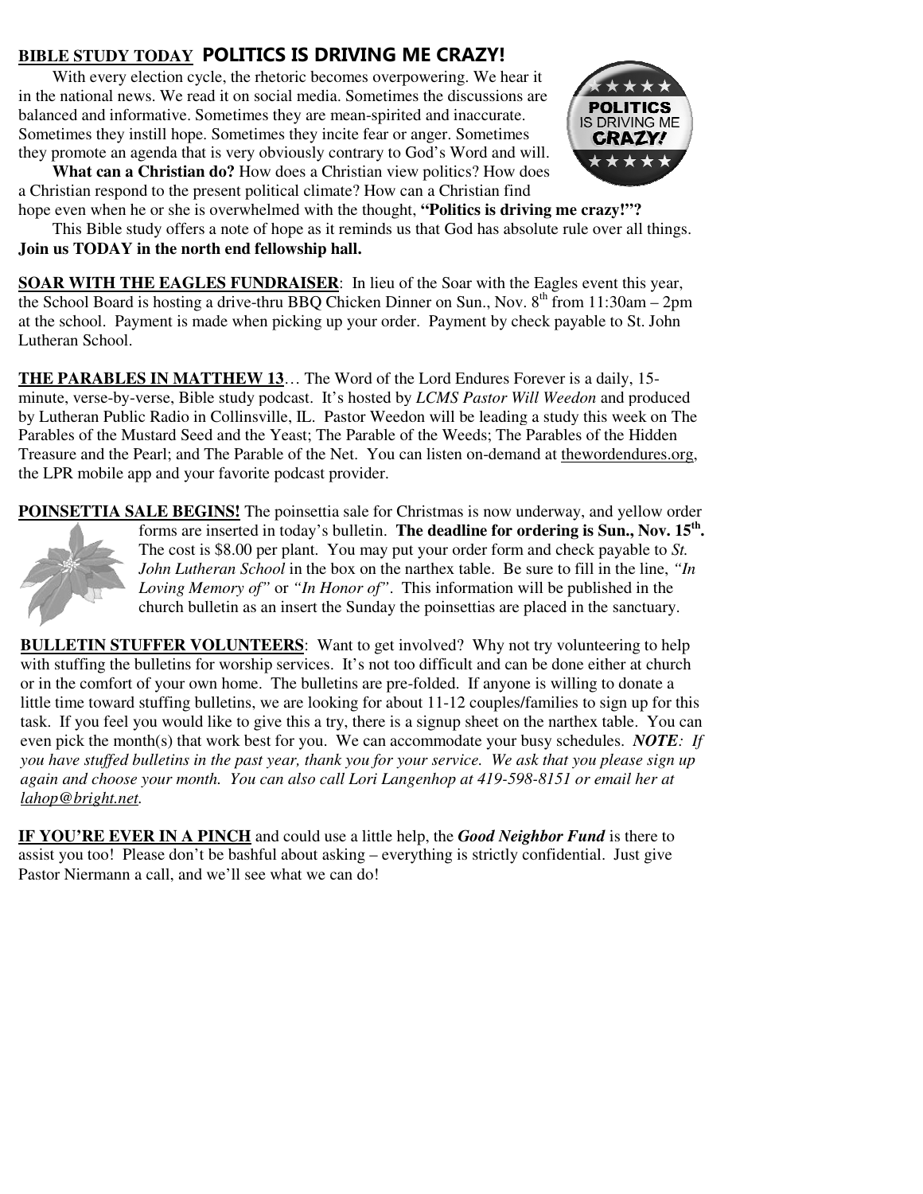**BIBLE STUDY TODAY** **POLITICS IS DRIVING ME CRAZY!**

With every election cycle, the rhetoric becomes overpowering. We hear it in the national news. We read it on social media. Sometimes the discussions are balanced and informative. Sometimes they are mean-spirited and inaccurate. Sometimes they instill hope. Sometimes they incite fear or anger. Sometimes they promote an agenda that is very obviously contrary to God's Word and will.

**What can a Christian do?** How does a Christian view politics? How does a Christian respond to the present political climate? How can a Christian find hope even when he or she is overwhelmed with the thought, **"Politics is driving me crazy!"?**

This Bible study offers a note of hope as it reminds us that God has absolute rule over all things. **Join us TODAY in the north end fellowship hall.**

**SOAR WITH THE EAGLES FUNDRAISER**: In lieu of the Soar with the Eagles event this year, the School Board is hosting a drive-thru BBQ Chicken Dinner on Sun., Nov. 8th from 11:30am – 2pm at the school. Payment is made when picking up your order. Payment by check payable to St. John Lutheran School.

**THE PARABLES IN MATTHEW 13**… The Word of the Lord Endures Forever is a daily, 15-minute, verse-by-verse, Bible study podcast. It's hosted by *LCMS Pastor Will Weedon* and produced by Lutheran Public Radio in Collinsville, IL. Pastor Weedon will be leading a study this week on The Parables of the Mustard Seed and the Yeast; The Parable of the Weeds; The Parables of the Hidden Treasure and the Pearl; and The Parable of the Net. You can listen on-demand at thewordendures.org, the LPR mobile app and your favorite podcast provider.

**POINSETTIA SALE BEGINS!** The poinsettia sale for Christmas is now underway, and yellow order forms are inserted in today's bulletin. **The deadline for ordering is Sun., Nov. 15th.** The cost is $8.00 per plant. You may put your order form and check payable to *St. John Lutheran School* in the box on the narthex table. Be sure to fill in the line, *"In Loving Memory of"* or *"In Honor of"*. This information will be published in the church bulletin as an insert the Sunday the poinsettias are placed in the sanctuary.

**BULLETIN STUFFER VOLUNTEERS**: Want to get involved? Why not try volunteering to help with stuffing the bulletins for worship services. It's not too difficult and can be done either at church or in the comfort of your own home. The bulletins are pre-folded. If anyone is willing to donate a little time toward stuffing bulletins, we are looking for about 11-12 couples/families to sign up for this task. If you feel you would like to give this a try, there is a signup sheet on the narthex table. You can even pick the month(s) that work best for you. We can accommodate your busy schedules. ***NOTE****: If you have stuffed bulletins in the past year, thank you for your service. We ask that you please sign up again and choose your month. You can also call Lori Langenhop at 419-598-8151 or email her at lahop@bright.net.*

**IF YOU'RE EVER IN A PINCH** and could use a little help, the ***Good Neighbor Fund*** is there to assist you too! Please don't be bashful about asking – everything is strictly confidential. Just give Pastor Niermann a call, and we'll see what we can do!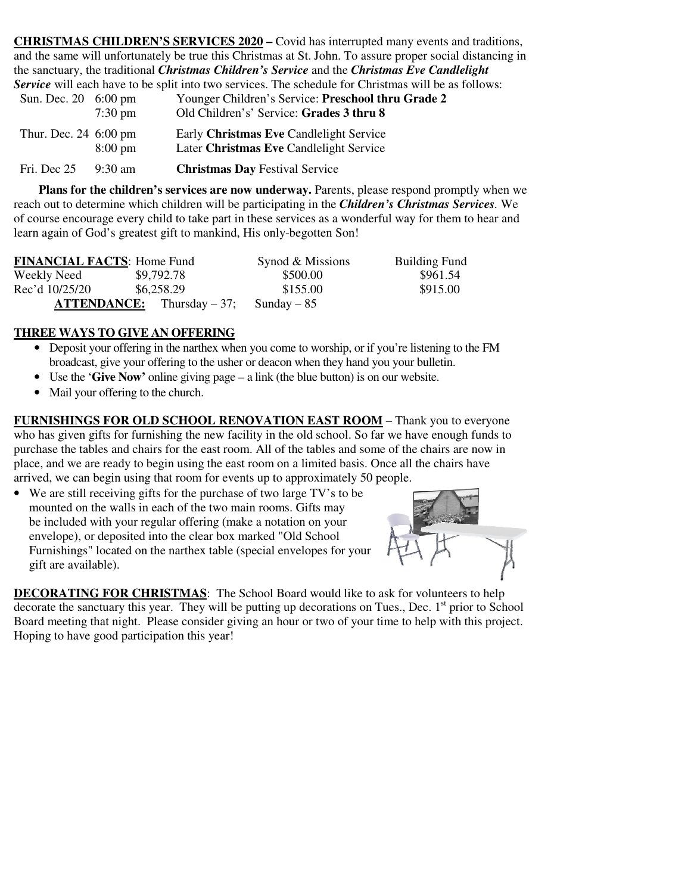**CHRISTMAS CHILDREN'S SERVICES 2020 –** Covid has interrupted many events and traditions, and the same will unfortunately be true this Christmas at St. John. To assure proper social distancing in the sanctuary, the traditional ***Christmas Children's Service*** and the ***Christmas Eve Candlelight Service*** will each have to be split into two services. The schedule for Christmas will be as follows:

| | | |
|---|---|---|
| Sun. Dec. 20 | 6:00 pm | Younger Children's Service: **Preschool thru Grade 2** |
| | 7:30 pm | Old Children's' Service: **Grades 3 thru 8** |
| Thur. Dec. 24 | 6:00 pm | Early **Christmas Eve** Candlelight Service |
| | 8:00 pm | Later **Christmas Eve** Candlelight Service |
| Fri. Dec 25 | 9:30 am | **Christmas Day** Festival Service |

**Plans for the children's services are now underway.** Parents, please respond promptly when we reach out to determine which children will be participating in the ***Children's Christmas Services***. We of course encourage every child to take part in these services as a wonderful way for them to hear and learn again of God's greatest gift to mankind, His only-begotten Son!

| **FINANCIAL FACTS**: | Home Fund | Synod & Missions | Building Fund |
|---|---|---|---|
| Weekly Need | $9,792.78 | $500.00 | $961.54 |
| Rec'd 10/25/20 | $6,258.29 | $155.00 | $915.00 |

**ATTENDANCE:** Thursday – 37; Sunday – 85

**THREE WAYS TO GIVE AN OFFERING**

- Deposit your offering in the narthex when you come to worship, or if you're listening to the FM broadcast, give your offering to the usher or deacon when they hand you your bulletin.
- Use the '**Give Now'** online giving page – a link (the blue button) is on our website.
- Mail your offering to the church.

**FURNISHINGS FOR OLD SCHOOL RENOVATION EAST ROOM** – Thank you to everyone who has given gifts for furnishing the new facility in the old school. So far we have enough funds to purchase the tables and chairs for the east room. All of the tables and some of the chairs are now in place, and we are ready to begin using the east room on a limited basis. Once all the chairs have arrived, we can begin using that room for events up to approximately 50 people.

- We are still receiving gifts for the purchase of two large TV's to be mounted on the walls in each of the two main rooms. Gifts may be included with your regular offering (make a notation on your envelope), or deposited into the clear box marked "Old School Furnishings" located on the narthex table (special envelopes for your gift are available).

**DECORATING FOR CHRISTMAS**: The School Board would like to ask for volunteers to help decorate the sanctuary this year. They will be putting up decorations on Tues., Dec. 1st prior to School Board meeting that night. Please consider giving an hour or two of your time to help with this project. Hoping to have good participation this year!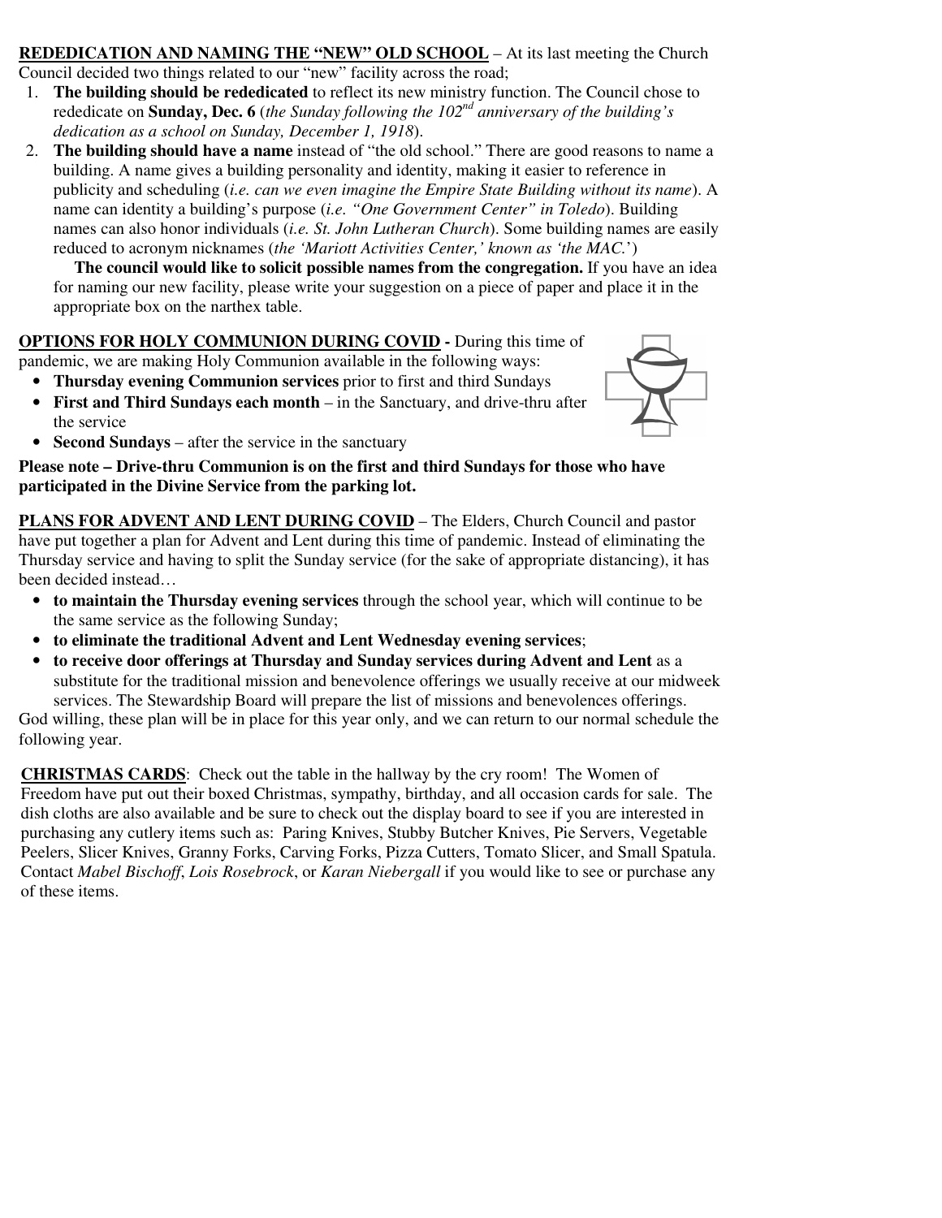**REDEDICATION AND NAMING THE "NEW" OLD SCHOOL** – At its last meeting the Church Council decided two things related to our "new" facility across the road;

1. **The building should be rededicated** to reflect its new ministry function. The Council chose to rededicate on **Sunday, Dec. 6** (*the Sunday following the 102nd anniversary of the building's dedication as a school on Sunday, December 1, 1918*).
2. **The building should have a name** instead of "the old school." There are good reasons to name a building. A name gives a building personality and identity, making it easier to reference in publicity and scheduling (*i.e. can we even imagine the Empire State Building without its name*). A name can identity a building's purpose (*i.e. "One Government Center" in Toledo*). Building names can also honor individuals (*i.e. St. John Lutheran Church*). Some building names are easily reduced to acronym nicknames (*the 'Mariott Activities Center,' known as 'the MAC.'*)

   **The council would like to solicit possible names from the congregation.** If you have an idea for naming our new facility, please write your suggestion on a piece of paper and place it in the appropriate box on the narthex table.

**OPTIONS FOR HOLY COMMUNION DURING COVID -** During this time of pandemic, we are making Holy Communion available in the following ways:

- **Thursday evening Communion services** prior to first and third Sundays
- **First and Third Sundays each month** – in the Sanctuary, and drive-thru after the service
- **Second Sundays** – after the service in the sanctuary

**Please note – Drive-thru Communion is on the first and third Sundays for those who have participated in the Divine Service from the parking lot.**

**PLANS FOR ADVENT AND LENT DURING COVID** – The Elders, Church Council and pastor have put together a plan for Advent and Lent during this time of pandemic. Instead of eliminating the Thursday service and having to split the Sunday service (for the sake of appropriate distancing), it has been decided instead…

- **to maintain the Thursday evening services** through the school year, which will continue to be the same service as the following Sunday;
- **to eliminate the traditional Advent and Lent Wednesday evening services**;
- **to receive door offerings at Thursday and Sunday services during Advent and Lent** as a substitute for the traditional mission and benevolence offerings we usually receive at our midweek services. The Stewardship Board will prepare the list of missions and benevolences offerings.

God willing, these plan will be in place for this year only, and we can return to our normal schedule the following year.

**CHRISTMAS CARDS**: Check out the table in the hallway by the cry room! The Women of Freedom have put out their boxed Christmas, sympathy, birthday, and all occasion cards for sale. The dish cloths are also available and be sure to check out the display board to see if you are interested in purchasing any cutlery items such as: Paring Knives, Stubby Butcher Knives, Pie Servers, Vegetable Peelers, Slicer Knives, Granny Forks, Carving Forks, Pizza Cutters, Tomato Slicer, and Small Spatula. Contact *Mabel Bischoff*, *Lois Rosebrock*, or *Karan Niebergall* if you would like to see or purchase any of these items.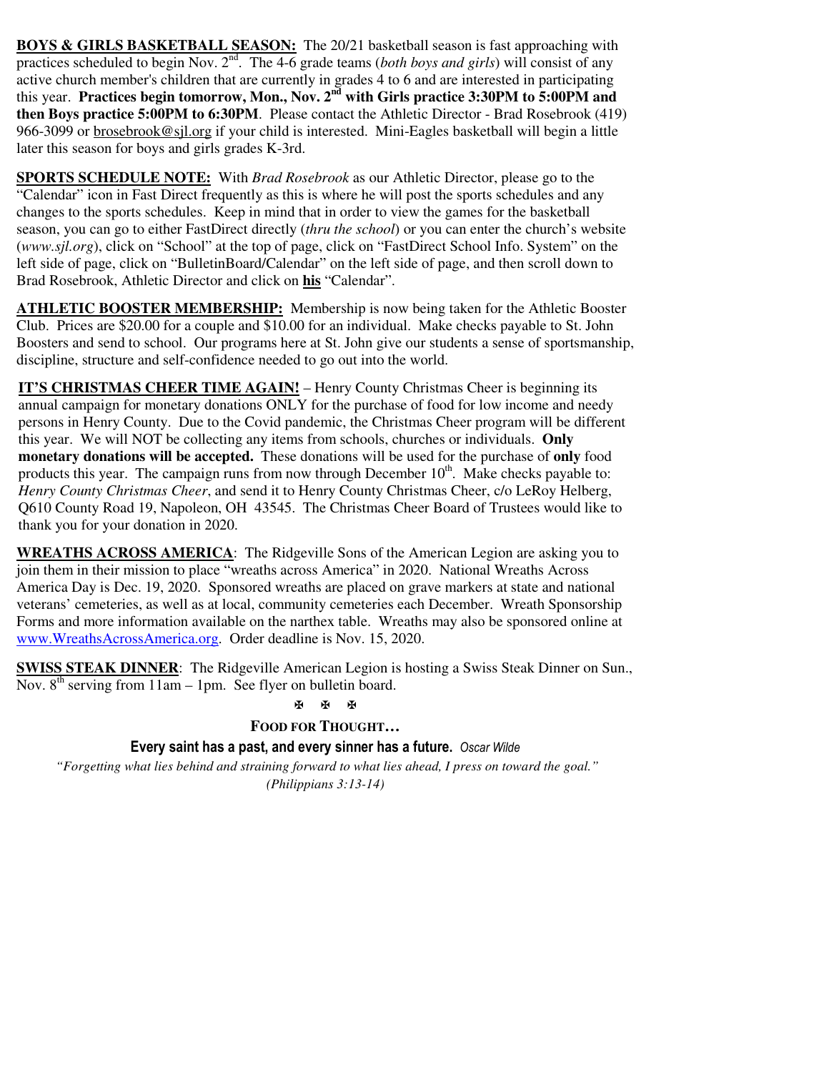**BOYS & GIRLS BASKETBALL SEASON:** The 20/21 basketball season is fast approaching with practices scheduled to begin Nov. 2nd. The 4-6 grade teams (*both boys and girls*) will consist of any active church member's children that are currently in grades 4 to 6 and are interested in participating this year. **Practices begin tomorrow, Mon., Nov. 2nd with Girls practice 3:30PM to 5:00PM and then Boys practice 5:00PM to 6:30PM**. Please contact the Athletic Director - Brad Rosebrook (419) 966-3099 or brosebrook@sjl.org if your child is interested. Mini-Eagles basketball will begin a little later this season for boys and girls grades K-3rd.

**SPORTS SCHEDULE NOTE:** With *Brad Rosebrook* as our Athletic Director, please go to the "Calendar" icon in Fast Direct frequently as this is where he will post the sports schedules and any changes to the sports schedules. Keep in mind that in order to view the games for the basketball season, you can go to either FastDirect directly (*thru the school*) or you can enter the church's website (*www.sjl.org*), click on "School" at the top of page, click on "FastDirect School Info. System" on the left side of page, click on "BulletinBoard/Calendar" on the left side of page, and then scroll down to Brad Rosebrook, Athletic Director and click on **his** "Calendar".

**ATHLETIC BOOSTER MEMBERSHIP:** Membership is now being taken for the Athletic Booster Club. Prices are $20.00 for a couple and $10.00 for an individual. Make checks payable to St. John Boosters and send to school. Our programs here at St. John give our students a sense of sportsmanship, discipline, structure and self-confidence needed to go out into the world.

**IT'S CHRISTMAS CHEER TIME AGAIN!** – Henry County Christmas Cheer is beginning its annual campaign for monetary donations ONLY for the purchase of food for low income and needy persons in Henry County. Due to the Covid pandemic, the Christmas Cheer program will be different this year. We will NOT be collecting any items from schools, churches or individuals. **Only monetary donations will be accepted.** These donations will be used for the purchase of **only** food products this year. The campaign runs from now through December 10th. Make checks payable to: *Henry County Christmas Cheer*, and send it to Henry County Christmas Cheer, c/o LeRoy Helberg, Q610 County Road 19, Napoleon, OH 43545. The Christmas Cheer Board of Trustees would like to thank you for your donation in 2020.

**WREATHS ACROSS AMERICA**: The Ridgeville Sons of the American Legion are asking you to join them in their mission to place "wreaths across America" in 2020. National Wreaths Across America Day is Dec. 19, 2020. Sponsored wreaths are placed on grave markers at state and national veterans' cemeteries, as well as at local, community cemeteries each December. Wreath Sponsorship Forms and more information available on the narthex table. Wreaths may also be sponsored online at www.WreathsAcrossAmerica.org. Order deadline is Nov. 15, 2020.

**SWISS STEAK DINNER**: The Ridgeville American Legion is hosting a Swiss Steak Dinner on Sun., Nov. 8th serving from 11am – 1pm. See flyer on bulletin board.

✠ ✠ ✠

**FOOD FOR THOUGHT…**

**Every saint has a past, and every sinner has a future.** *Oscar Wilde*

*"Forgetting what lies behind and straining forward to what lies ahead, I press on toward the goal." (Philippians 3:13-14)*